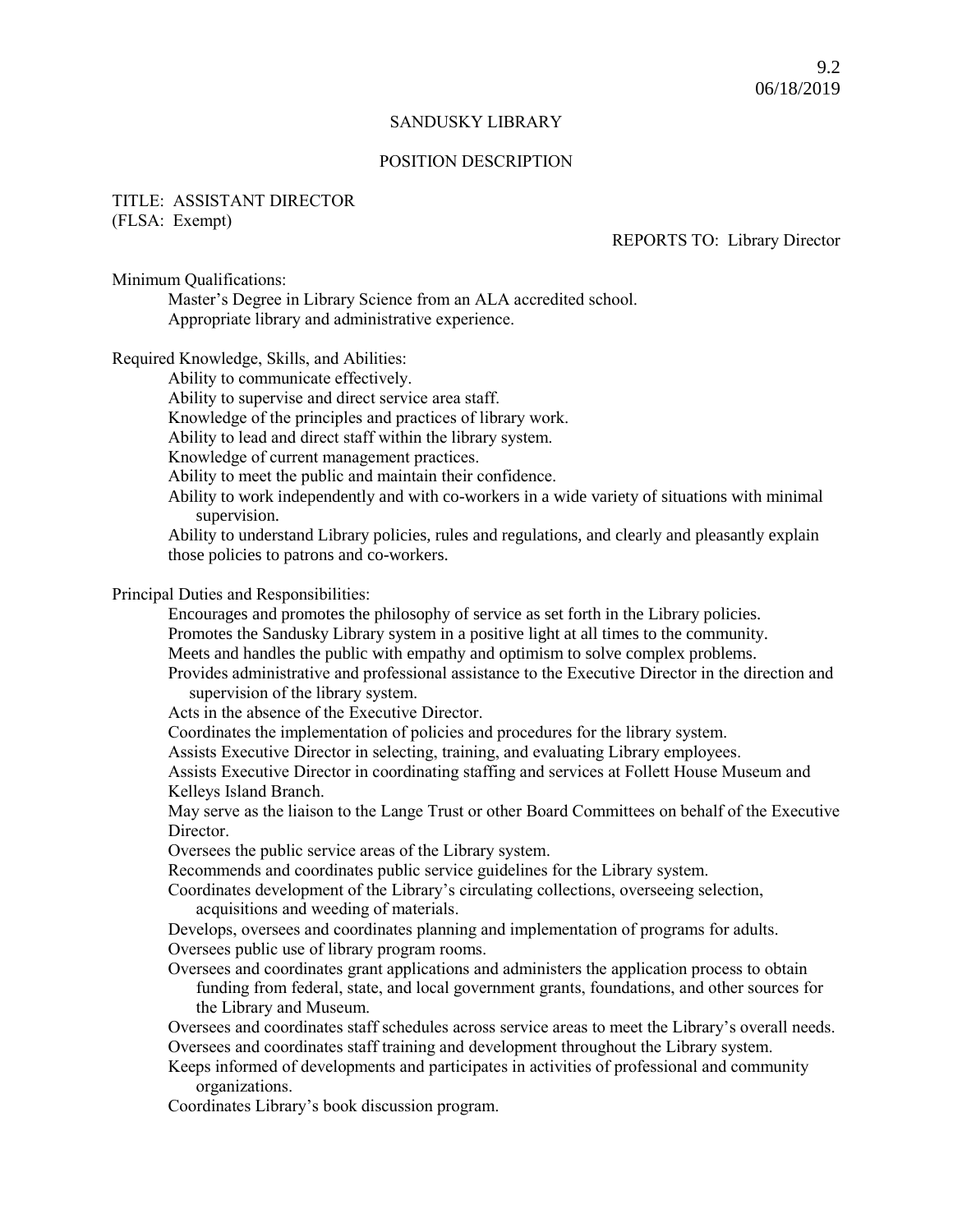9.2
06/18/2019

SANDUSKY LIBRARY

POSITION DESCRIPTION

TITLE: ASSISTANT DIRECTOR
(FLSA: Exempt)

REPORTS TO: Library Director

Minimum Qualifications:

Master's Degree in Library Science from an ALA accredited school.
Appropriate library and administrative experience.

Required Knowledge, Skills, and Abilities:

Ability to communicate effectively.
Ability to supervise and direct service area staff.
Knowledge of the principles and practices of library work.
Ability to lead and direct staff within the library system.
Knowledge of current management practices.
Ability to meet the public and maintain their confidence.
Ability to work independently and with co-workers in a wide variety of situations with minimal supervision.
Ability to understand Library policies, rules and regulations, and clearly and pleasantly explain those policies to patrons and co-workers.

Principal Duties and Responsibilities:

Encourages and promotes the philosophy of service as set forth in the Library policies.
Promotes the Sandusky Library system in a positive light at all times to the community.
Meets and handles the public with empathy and optimism to solve complex problems.
Provides administrative and professional assistance to the Executive Director in the direction and supervision of the library system.
Acts in the absence of the Executive Director.
Coordinates the implementation of policies and procedures for the library system.
Assists Executive Director in selecting, training, and evaluating Library employees.
Assists Executive Director in coordinating staffing and services at Follett House Museum and Kelleys Island Branch.
May serve as the liaison to the Lange Trust or other Board Committees on behalf of the Executive Director.
Oversees the public service areas of the Library system.
Recommends and coordinates public service guidelines for the Library system.
Coordinates development of the Library's circulating collections, overseeing selection, acquisitions and weeding of materials.
Develops, oversees and coordinates planning and implementation of programs for adults.
Oversees public use of library program rooms.
Oversees and coordinates grant applications and administers the application process to obtain funding from federal, state, and local government grants, foundations, and other sources for the Library and Museum.
Oversees and coordinates staff schedules across service areas to meet the Library's overall needs.
Oversees and coordinates staff training and development throughout the Library system.
Keeps informed of developments and participates in activities of professional and community organizations.
Coordinates Library's book discussion program.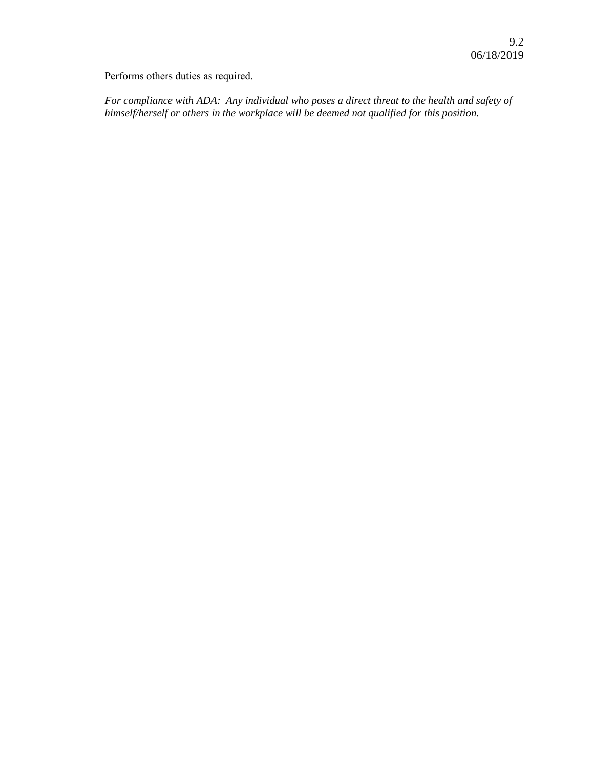Performs others duties as required.

*For compliance with ADA: Any individual who poses a direct threat to the health and safety of himself/herself or others in the workplace will be deemed not qualified for this position.*